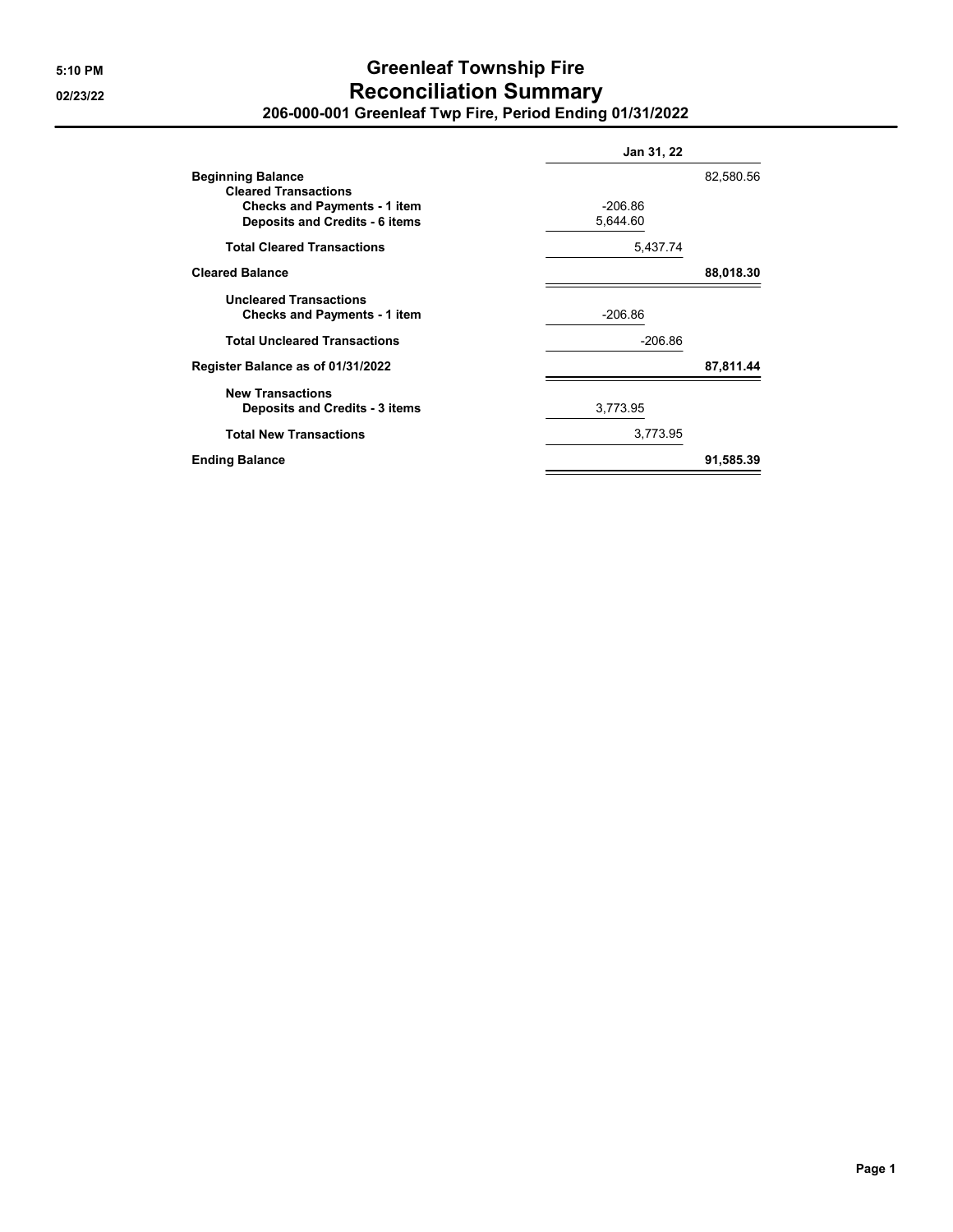5:10 PM
02/23/22

# Greenleaf Township Fire
## Reconciliation Summary
### 206-000-001 Greenleaf Twp Fire, Period Ending 01/31/2022

| | | Jan 31, 22 | |
|---|---|---|---|
| **Beginning Balance** | | | 82,580.56 |
| **Cleared Transactions** | | | |
| **Checks and Payments - 1 item** | -206.86 | | |
| **Deposits and Credits - 6 items** | 5,644.60 | | |
| **Total Cleared Transactions** | | 5,437.74 | |
| **Cleared Balance** | | | **88,018.30** |
| **Uncleared Transactions** | | | |
| **Checks and Payments - 1 item** | -206.86 | | |
| **Total Uncleared Transactions** | | -206.86 | |
| **Register Balance as of 01/31/2022** | | | **87,811.44** |
| **New Transactions** | | | |
| **Deposits and Credits - 3 items** | 3,773.95 | | |
| **Total New Transactions** | | 3,773.95 | |
| **Ending Balance** | | | **91,585.39** |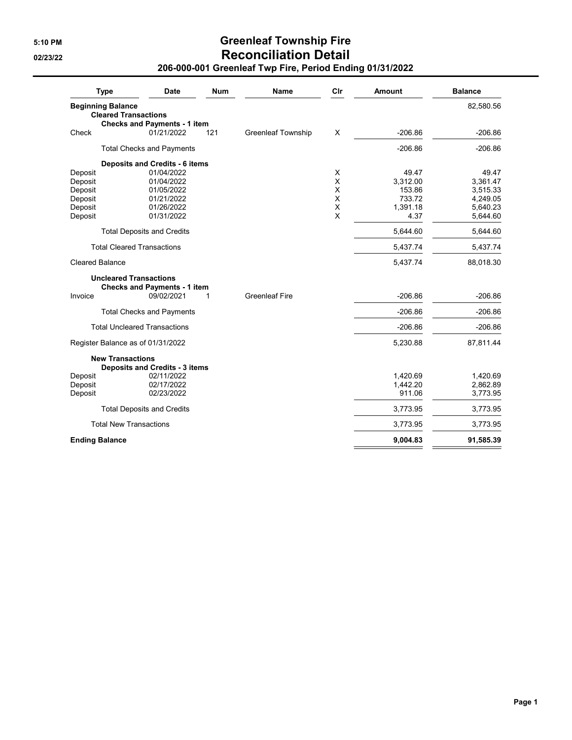5:10 PM
02/23/22

# Greenleaf Township Fire
## Reconciliation Detail
### 206-000-001 Greenleaf Twp Fire, Period Ending 01/31/2022

| Type | Date | Num | Name | Clr | Amount | Balance |
|---|---|---|---|---|---|---|
| **Beginning Balance** | | | | | | 82,580.56 |
| **Cleared Transactions** | | | | | | |
| **Checks and Payments - 1 item** | | | | | | |
| Check | 01/21/2022 | 121 | Greenleaf Township | X | -206.86 | -206.86 |
| Total Checks and Payments | | | | | -206.86 | -206.86 |
| **Deposits and Credits - 6 items** | | | | | | |
| Deposit | 01/04/2022 | | | X | 49.47 | 49.47 |
| Deposit | 01/04/2022 | | | X | 3,312.00 | 3,361.47 |
| Deposit | 01/05/2022 | | | X | 153.86 | 3,515.33 |
| Deposit | 01/21/2022 | | | X | 733.72 | 4,249.05 |
| Deposit | 01/26/2022 | | | X | 1,391.18 | 5,640.23 |
| Deposit | 01/31/2022 | | | X | 4.37 | 5,644.60 |
| Total Deposits and Credits | | | | | 5,644.60 | 5,644.60 |
| Total Cleared Transactions | | | | | 5,437.74 | 5,437.74 |
| Cleared Balance | | | | | 5,437.74 | 88,018.30 |
| **Uncleared Transactions** | | | | | | |
| **Checks and Payments - 1 item** | | | | | | |
| Invoice | 09/02/2021 | 1 | Greenleaf Fire | | -206.86 | -206.86 |
| Total Checks and Payments | | | | | -206.86 | -206.86 |
| Total Uncleared Transactions | | | | | -206.86 | -206.86 |
| Register Balance as of 01/31/2022 | | | | | 5,230.88 | 87,811.44 |
| **New Transactions** | | | | | | |
| **Deposits and Credits - 3 items** | | | | | | |
| Deposit | 02/11/2022 | | | | 1,420.69 | 1,420.69 |
| Deposit | 02/17/2022 | | | | 1,442.20 | 2,862.89 |
| Deposit | 02/23/2022 | | | | 911.06 | 3,773.95 |
| Total Deposits and Credits | | | | | 3,773.95 | 3,773.95 |
| Total New Transactions | | | | | 3,773.95 | 3,773.95 |
| **Ending Balance** | | | | | **9,004.83** | **91,585.39** |